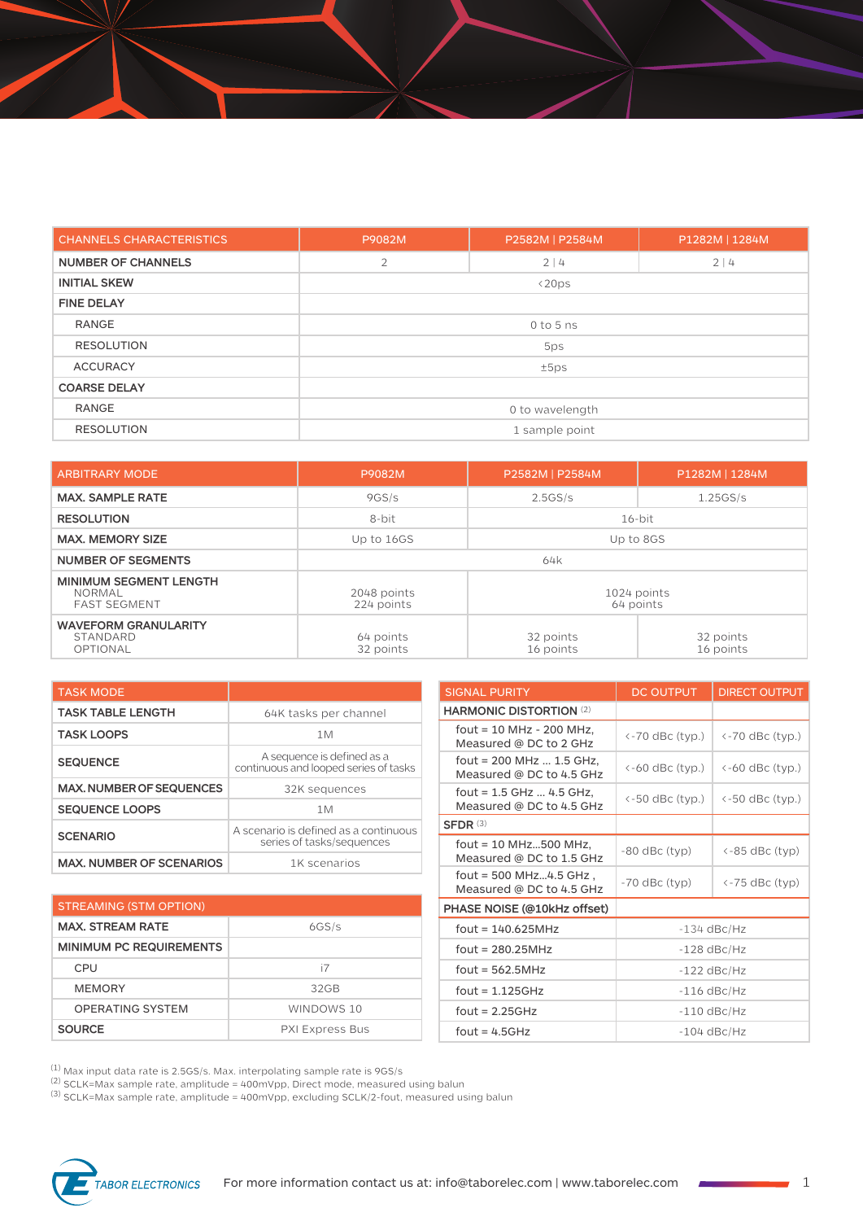| CHANNELS CHARACTERISTICS | P9082M | P2582M \| P2584M | P1282M \| 1284M |
|---|---|---|---|
| **NUMBER OF CHANNELS** | 2 | 2 \| 4 | 2 \| 4 |
| **INITIAL SKEW** | <20ps | | |
| **FINE DELAY** | | | |
| RANGE | 0 to 5 ns | | |
| RESOLUTION | 5ps | | |
| ACCURACY | ±5ps | | |
| **COARSE DELAY** | | | |
| RANGE | 0 to wavelength | | |
| RESOLUTION | 1 sample point | | |

| ARBITRARY MODE | P9082M | P2582M \| P2584M | P1282M \| 1284M |
|---|---|---|---|
| **MAX. SAMPLE RATE** | 9GS/s | 2.5GS/s | 1.25GS/s |
| **RESOLUTION** | 8-bit | 16-bit | |
| **MAX. MEMORY SIZE** | Up to 16GS | Up to 8GS | |
| **NUMBER OF SEGMENTS** | 64k | | |
| **MINIMUM SEGMENT LENGTH**<br>NORMAL<br>FAST SEGMENT | 2048 points<br>224 points | 1024 points<br>64 points | |
| **WAVEFORM GRANULARITY**<br>STANDARD<br>OPTIONAL | 64 points<br>32 points | 32 points<br>16 points | 32 points<br>16 points |

| TASK MODE | |
|---|---|
| **TASK TABLE LENGTH** | 64K tasks per channel |
| **TASK LOOPS** | 1M |
| **SEQUENCE** | A sequence is defined as a continuous and looped series of tasks |
| **MAX. NUMBER OF SEQUENCES** | 32K sequences |
| **SEQUENCE LOOPS** | 1M |
| **SCENARIO** | A scenario is defined as a continuous series of tasks/sequences |
| **MAX. NUMBER OF SCENARIOS** | 1K scenarios |

| STREAMING (STM OPTION) | |
|---|---|
| **MAX. STREAM RATE** | 6GS/s |
| **MINIMUM PC REQUIREMENTS** | |
| CPU | i7 |
| MEMORY | 32GB |
| OPERATING SYSTEM | WINDOWS 10 |
| **SOURCE** | PXI Express Bus |

| SIGNAL PURITY | DC OUTPUT | DIRECT OUTPUT |
|---|---|---|
| **HARMONIC DISTORTION** (2) | | |
| fout = 10 MHz - 200 MHz, Measured @ DC to 2 GHz | <-70 dBc (typ.) | <-70 dBc (typ.) |
| fout = 200 MHz ... 1.5 GHz, Measured @ DC to 4.5 GHz | <-60 dBc (typ.) | <-60 dBc (typ.) |
| fout = 1.5 GHz ... 4.5 GHz, Measured @ DC to 4.5 GHz | <-50 dBc (typ.) | <-50 dBc (typ.) |
| **SFDR** (3) | | |
| fout = 10 MHz...500 MHz, Measured @ DC to 1.5 GHz | -80 dBc (typ) | <-85 dBc (typ) |
| fout = 500 MHz...4.5 GHz , Measured @ DC to 4.5 GHz | -70 dBc (typ) | <-75 dBc (typ) |
| **PHASE NOISE (@10kHz offset)** | | |
| fout = 140.625MHz | -134 dBc/Hz | |
| fout = 280.25MHz | -128 dBc/Hz | |
| fout = 562.5MHz | -122 dBc/Hz | |
| fout = 1.125GHz | -116 dBc/Hz | |
| fout = 2.25GHz | -110 dBc/Hz | |
| fout = 4.5GHz | -104 dBc/Hz | |

(1) Max input data rate is 2.5GS/s. Max. interpolating sample rate is 9GS/s
(2) SCLK=Max sample rate, amplitude = 400mVpp, Direct mode, measured using balun
(3) SCLK=Max sample rate, amplitude = 400mVpp, excluding SCLK/2-fout, measured using balun

TABOR ELECTRONICS — For more information contact us at: info@taborelec.com | www.taborelec.com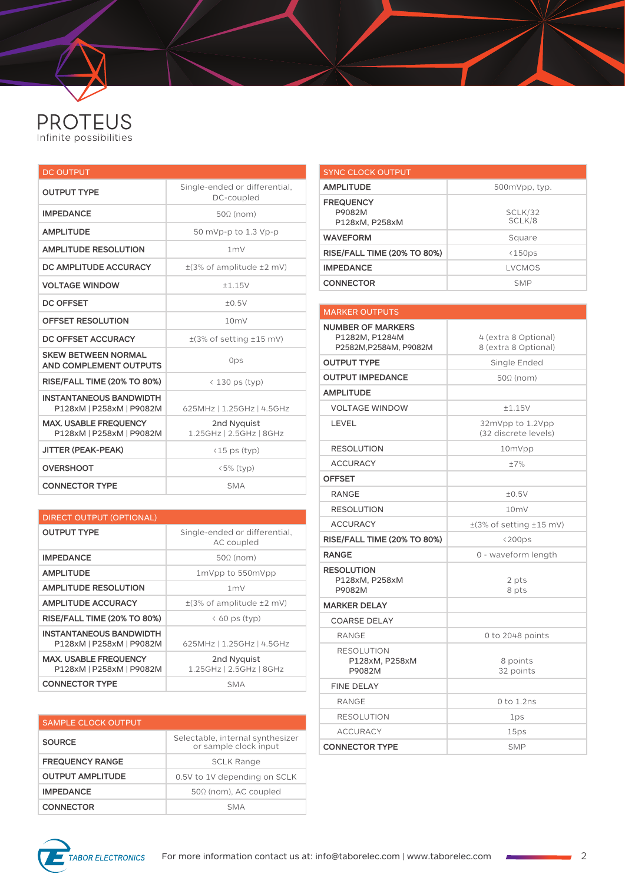# PROTEUS

Infinite possibilities

| DC OUTPUT | |
|---|---|
| **OUTPUT TYPE** | Single-ended or differential, DC-coupled |
| **IMPEDANCE** | 50Ω (nom) |
| **AMPLITUDE** | 50 mVp-p to 1.3 Vp-p |
| **AMPLITUDE RESOLUTION** | 1mV |
| **DC AMPLITUDE ACCURACY** | ±(3% of amplitude ±2 mV) |
| **VOLTAGE WINDOW** | ±1.15V |
| **DC OFFSET** | ±0.5V |
| **OFFSET RESOLUTION** | 10mV |
| **DC OFFSET ACCURACY** | ±(3% of setting ±15 mV) |
| **SKEW BETWEEN NORMAL AND COMPLEMENT OUTPUTS** | 0ps |
| **RISE/FALL TIME (20% TO 80%)** | < 130 ps (typ) |
| **INSTANTANEOUS BANDWIDTH** P128xM \| P258xM \| P9082M | 625MHz \| 1.25GHz \| 4.5GHz |
| **MAX. USABLE FREQUENCY** P128xM \| P258xM \| P9082M | 2nd Nyquist 1.25GHz \| 2.5GHz \| 8GHz |
| **JITTER (PEAK-PEAK)** | <15 ps (typ) |
| **OVERSHOOT** | <5% (typ) |
| **CONNECTOR TYPE** | SMA |

| DIRECT OUTPUT (OPTIONAL) | |
|---|---|
| **OUTPUT TYPE** | Single-ended or differential, AC coupled |
| **IMPEDANCE** | 50Ω (nom) |
| **AMPLITUDE** | 1mVpp to 550mVpp |
| **AMPLITUDE RESOLUTION** | 1mV |
| **AMPLITUDE ACCURACY** | ±(3% of amplitude ±2 mV) |
| **RISE/FALL TIME (20% TO 80%)** | < 60 ps (typ) |
| **INSTANTANEOUS BANDWIDTH** P128xM \| P258xM \| P9082M | 625MHz \| 1.25GHz \| 4.5GHz |
| **MAX. USABLE FREQUENCY** P128xM \| P258xM \| P9082M | 2nd Nyquist 1.25GHz \| 2.5GHz \| 8GHz |
| **CONNECTOR TYPE** | SMA |

| SAMPLE CLOCK OUTPUT | |
|---|---|
| **SOURCE** | Selectable, internal synthesizer or sample clock input |
| **FREQUENCY RANGE** | SCLK Range |
| **OUTPUT AMPLITUDE** | 0.5V to 1V depending on SCLK |
| **IMPEDANCE** | 50Ω (nom), AC coupled |
| **CONNECTOR** | SMA |

| SYNC CLOCK OUTPUT | |
|---|---|
| **AMPLITUDE** | 500mVpp, typ. |
| **FREQUENCY** P9082M P128xM, P258xM | SCLK/32 SCLK/8 |
| **WAVEFORM** | Square |
| **RISE/FALL TIME (20% TO 80%)** | <150ps |
| **IMPEDANCE** | LVCMOS |
| **CONNECTOR** | SMP |

| MARKER OUTPUTS | |
|---|---|
| **NUMBER OF MARKERS** P1282M, P1284M P2582M,P2584M, P9082M | 4 (extra 8 Optional) 8 (extra 8 Optional) |
| **OUTPUT TYPE** | Single Ended |
| **OUTPUT IMPEDANCE** | 50Ω (nom) |
| **AMPLITUDE** | |
| VOLTAGE WINDOW | ±1.15V |
| LEVEL | 32mVpp to 1.2Vpp (32 discrete levels) |
| RESOLUTION | 10mVpp |
| ACCURACY | ±7% |
| **OFFSET** | |
| RANGE | ±0.5V |
| RESOLUTION | 10mV |
| ACCURACY | ±(3% of setting ±15 mV) |
| **RISE/FALL TIME (20% TO 80%)** | <200ps |
| **RANGE** | 0 - waveform length |
| **RESOLUTION** P128xM, P258xM P9082M | 2 pts 8 pts |
| **MARKER DELAY** | |
| COARSE DELAY | |
| RANGE | 0 to 2048 points |
| RESOLUTION P128xM, P258xM P9082M | 8 points 32 points |
| FINE DELAY | |
| RANGE | 0 to 1.2ns |
| RESOLUTION | 1ps |
| ACCURACY | 15ps |
| **CONNECTOR TYPE** | SMP |

TABOR ELECTRONICS — For more information contact us at: info@taborelec.com | www.taborelec.com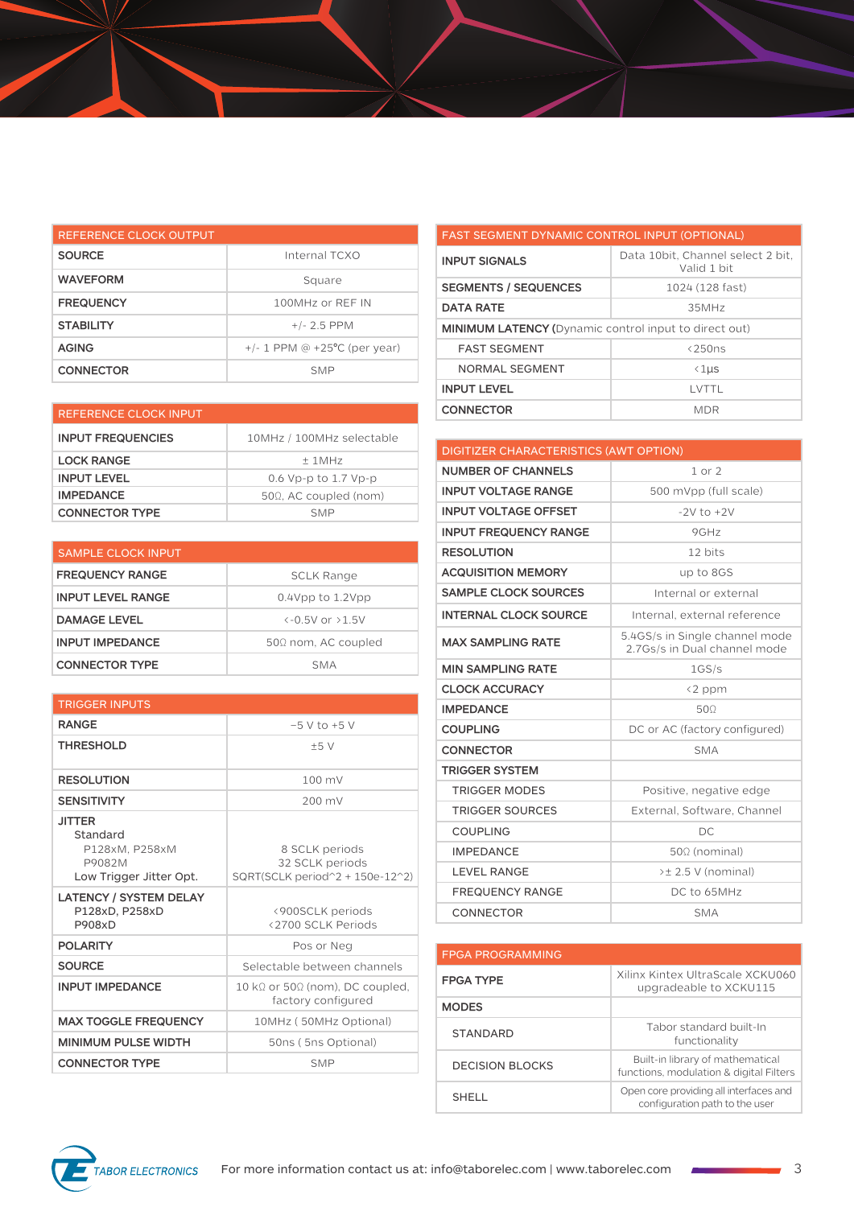| REFERENCE CLOCK OUTPUT | |
|---|---|
| SOURCE | Internal TCXO |
| WAVEFORM | Square |
| FREQUENCY | 100MHz or REF IN |
| STABILITY | +/- 2.5 PPM |
| AGING | +/- 1 PPM @ +25°C (per year) |
| CONNECTOR | SMP |

| REFERENCE CLOCK INPUT | |
|---|---|
| INPUT FREQUENCIES | 10MHz / 100MHz selectable |
| LOCK RANGE | ± 1MHz |
| INPUT LEVEL | 0.6 Vp-p to 1.7 Vp-p |
| IMPEDANCE | 50Ω, AC coupled (nom) |
| CONNECTOR TYPE | SMP |

| SAMPLE CLOCK INPUT | |
|---|---|
| FREQUENCY RANGE | SCLK Range |
| INPUT LEVEL RANGE | 0.4Vpp to 1.2Vpp |
| DAMAGE LEVEL | <-0.5V or >1.5V |
| INPUT IMPEDANCE | 50Ω nom, AC coupled |
| CONNECTOR TYPE | SMA |

| TRIGGER INPUTS | |
|---|---|
| RANGE | −5 V to +5 V |
| THRESHOLD | ±5 V |
| RESOLUTION | 100 mV |
| SENSITIVITY | 200 mV |
| JITTER<br>Standard<br>P128xM, P258xM<br>P9082M<br>Low Trigger Jitter Opt. | <br><br>8 SCLK periods<br>32 SCLK periods<br>SQRT(SCLK period^2 + 150e-12^2) |
| LATENCY / SYSTEM DELAY<br>P128xD, P258xD<br>P908xD | <br><900SCLK periods<br><2700 SCLK Periods |
| POLARITY | Pos or Neg |
| SOURCE | Selectable between channels |
| INPUT IMPEDANCE | 10 kΩ or 50Ω (nom), DC coupled, factory configured |
| MAX TOGGLE FREQUENCY | 10MHz ( 50MHz Optional) |
| MINIMUM PULSE WIDTH | 50ns ( 5ns Optional) |
| CONNECTOR TYPE | SMP |

| FAST SEGMENT DYNAMIC CONTROL INPUT (OPTIONAL) | |
|---|---|
| INPUT SIGNALS | Data 10bit, Channel select 2 bit, Valid 1 bit |
| SEGMENTS / SEQUENCES | 1024 (128 fast) |
| DATA RATE | 35MHz |
| MINIMUM LATENCY (Dynamic control input to direct out) | |
| FAST SEGMENT | <250ns |
| NORMAL SEGMENT | <1μs |
| INPUT LEVEL | LVTTL |
| CONNECTOR | MDR |

| DIGITIZER CHARACTERISTICS (AWT OPTION) | |
|---|---|
| NUMBER OF CHANNELS | 1 or 2 |
| INPUT VOLTAGE RANGE | 500 mVpp (full scale) |
| INPUT VOLTAGE OFFSET | -2V to +2V |
| INPUT FREQUENCY RANGE | 9GHz |
| RESOLUTION | 12 bits |
| ACQUISITION MEMORY | up to 8GS |
| SAMPLE CLOCK SOURCES | Internal or external |
| INTERNAL CLOCK SOURCE | Internal, external reference |
| MAX SAMPLING RATE | 5.4GS/s in Single channel mode<br>2.7GS/s in Dual channel mode |
| MIN SAMPLING RATE | 1GS/s |
| CLOCK ACCURACY | <2 ppm |
| IMPEDANCE | 50Ω |
| COUPLING | DC or AC (factory configured) |
| CONNECTOR | SMA |
| TRIGGER SYSTEM | |
| TRIGGER MODES | Positive, negative edge |
| TRIGGER SOURCES | External, Software, Channel |
| COUPLING | DC |
| IMPEDANCE | 50Ω (nominal) |
| LEVEL RANGE | >± 2.5 V (nominal) |
| FREQUENCY RANGE | DC to 65MHz |
| CONNECTOR | SMA |

| FPGA PROGRAMMING | |
|---|---|
| FPGA TYPE | Xilinx Kintex UltraScale XCKU060 upgradeable to XCKU115 |
| MODES | |
| STANDARD | Tabor standard built-In functionality |
| DECISION BLOCKS | Built-in library of mathematical functions, modulation & digital Filters |
| SHELL | Open core providing all interfaces and configuration path to the user |

TABOR ELECTRONICS

For more information contact us at: info@taborelec.com | www.taborelec.com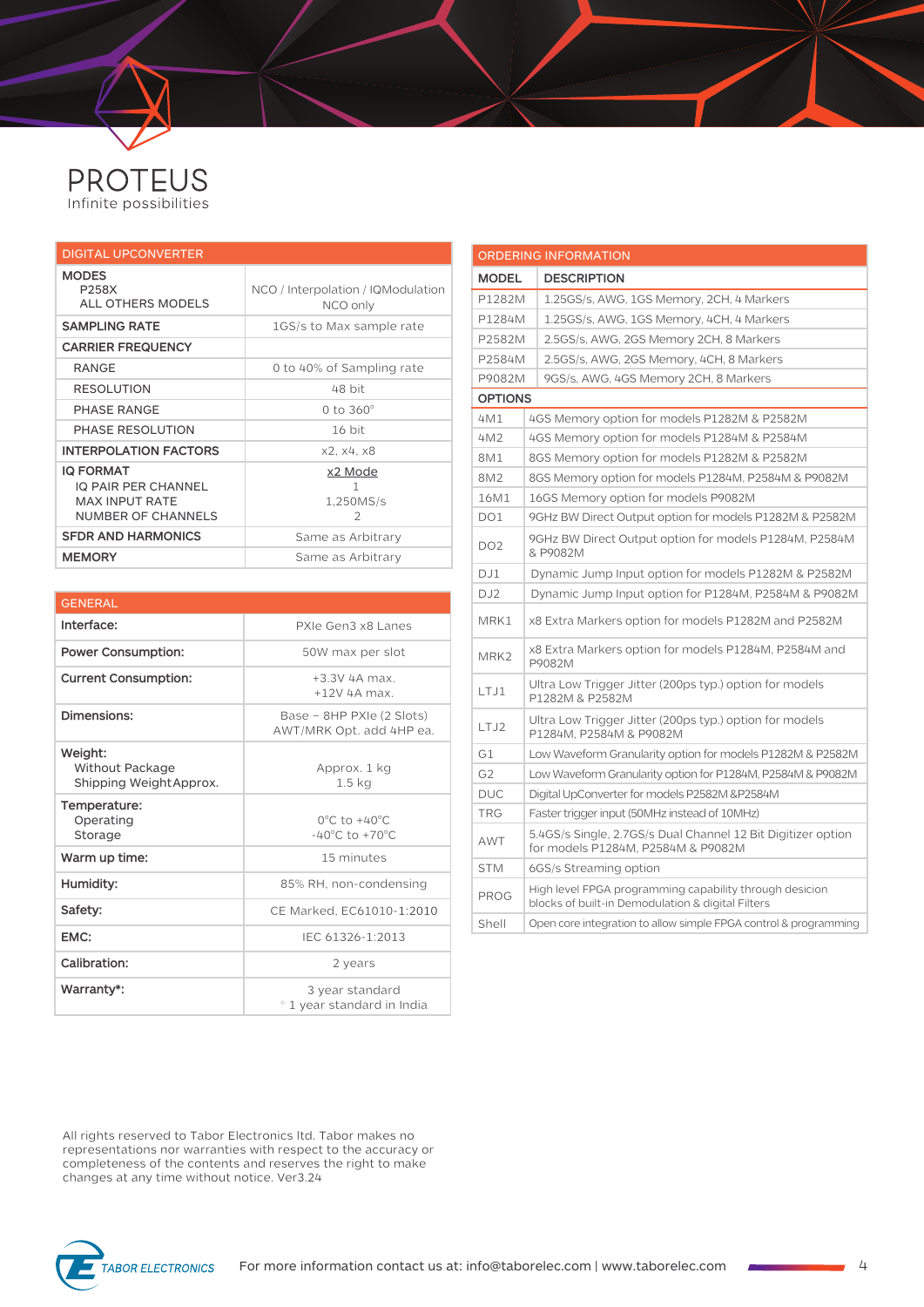# PROTEUS
Infinite possibilities

| DIGITAL UPCONVERTER | |
|---|---|
| **MODES**<br>P258X<br>ALL OTHERS MODELS | NCO / Interpolation / IQModulation<br>NCO only |
| **SAMPLING RATE** | 1GS/s to Max sample rate |
| **CARRIER FREQUENCY** | |
| RANGE | 0 to 40% of Sampling rate |
| RESOLUTION | 48 bit |
| PHASE RANGE | 0 to 360° |
| PHASE RESOLUTION | 16 bit |
| **INTERPOLATION FACTORS** | x2, x4, x8 |
| **IQ FORMAT**<br>IQ PAIR PER CHANNEL<br>MAX INPUT RATE<br>NUMBER OF CHANNELS | x2 Mode<br>1<br>1,250MS/s<br>2 |
| **SFDR AND HARMONICS** | Same as Arbitrary |
| **MEMORY** | Same as Arbitrary |

| GENERAL | |
|---|---|
| **Interface:** | PXIe Gen3 x8 Lanes |
| **Power Consumption:** | 50W max per slot |
| **Current Consumption:** | +3.3V 4A max.<br>+12V 4A max. |
| **Dimensions:** | Base – 8HP PXIe (2 Slots)<br>AWT/MRK Opt. add 4HP ea. |
| **Weight:**<br>Without Package<br>Shipping WeightApprox. | Approx. 1 kg<br>1.5 kg |
| **Temperature:**<br>Operating<br>Storage | 0°C to +40°C<br>-40°C to +70°C |
| **Warm up time:** | 15 minutes |
| **Humidity:** | 85% RH, non-condensing |
| **Safety:** | CE Marked, EC61010-1:2010 |
| **EMC:** | IEC 61326-1:2013 |
| **Calibration:** | 2 years |
| **Warranty*:** | 3 year standard<br>* 1 year standard in India |

| ORDERING INFORMATION | |
|---|---|
| **MODEL** | **DESCRIPTION** |
| P1282M | 1.25GS/s, AWG, 1GS Memory, 2CH, 4 Markers |
| P1284M | 1.25GS/s, AWG, 1GS Memory, 4CH, 4 Markers |
| P2582M | 2.5GS/s, AWG, 2GS Memory 2CH, 8 Markers |
| P2584M | 2.5GS/s, AWG, 2GS Memory, 4CH, 8 Markers |
| P9082M | 9GS/s, AWG, 4GS Memory 2CH, 8 Markers |
| **OPTIONS** | |
| 4M1 | 4GS Memory option for models P1282M & P2582M |
| 4M2 | 4GS Memory option for models P1284M & P2584M |
| 8M1 | 8GS Memory option for models P1282M & P2582M |
| 8M2 | 8GS Memory option for models P1284M, P2584M & P9082M |
| 16M1 | 16GS Memory option for models P9082M |
| DO1 | 9GHz BW Direct Output option for models P1282M & P2582M |
| DO2 | 9GHz BW Direct Output option for models P1284M, P2584M & P9082M |
| DJ1 | Dynamic Jump Input option for models P1282M & P2582M |
| DJ2 | Dynamic Jump Input option for P1284M, P2584M & P9082M |
| MRK1 | x8 Extra Markers option for models P1282M and P2582M |
| MRK2 | x8 Extra Markers option for models P1284M, P2584M and P9082M |
| LTJ1 | Ultra Low Trigger Jitter (200ps typ.) option for models P1282M & P2582M |
| LTJ2 | Ultra Low Trigger Jitter (200ps typ.) option for models P1284M, P2584M & P9082M |
| G1 | Low Waveform Granularity option for models P1282M & P2582M |
| G2 | Low Waveform Granularity option for P1284M, P2584M & P9082M |
| DUC | Digital UpConverter for models P2582M &P2584M |
| TRG | Faster trigger input (50MHz instead of 10MHz) |
| AWT | 5.4GS/s Single, 2.7GS/s Dual Channel 12 Bit Digitizer option for models P1284M, P2584M & P9082M |
| STM | 6GS/s Streaming option |
| PROG | High level FPGA programming capability through desicion blocks of built-in Demodulation & digital Filters |
| Shell | Open core integration to allow simple FPGA control & programming |

All rights reserved to Tabor Electronics ltd. Tabor makes no representations nor warranties with respect to the accuracy or completeness of the contents and reserves the right to make changes at any time without notice. Ver3.24

TABOR ELECTRONICS

For more information contact us at: info@taborelec.com | www.taborelec.com